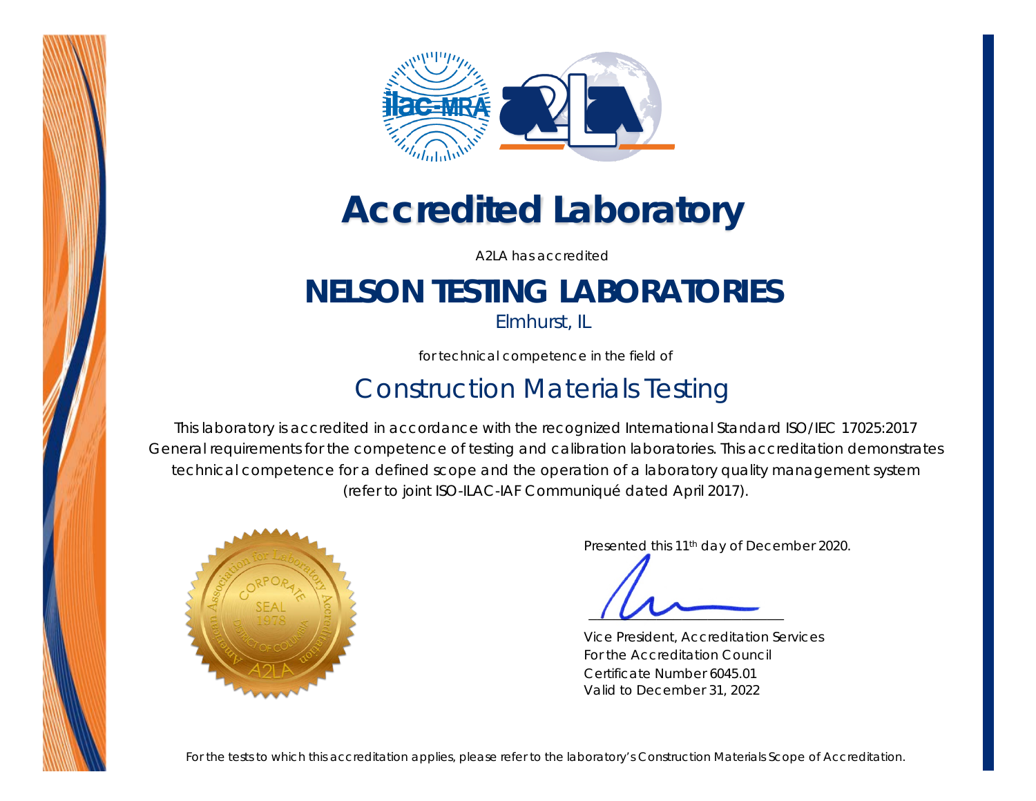# Accredited Laboratory

A2LA has accredited

## NELSON TESTING LABORATORIES

Elmhurst, IL

for technical competence in the field of

## Construction Materials Testing

This laboratory is accredited in accordance with the recognized International Standard ISO/IEC 17025:2017 General requirements for the competence of testing and calibration laboratories. This accreditation demonstrates technical competence for a defined scope and the operation of a laboratory quality management system (refer to joint ISO-ILAC-IAF Communiqué dated April 2017).

Presented this 11th day of December 2020.

Vice President, Accreditation Services
For the Accreditation Council
Certificate Number 6045.01
Valid to December 31, 2022

For the tests to which this accreditation applies, please refer to the laboratory's Construction Materials Scope of Accreditation.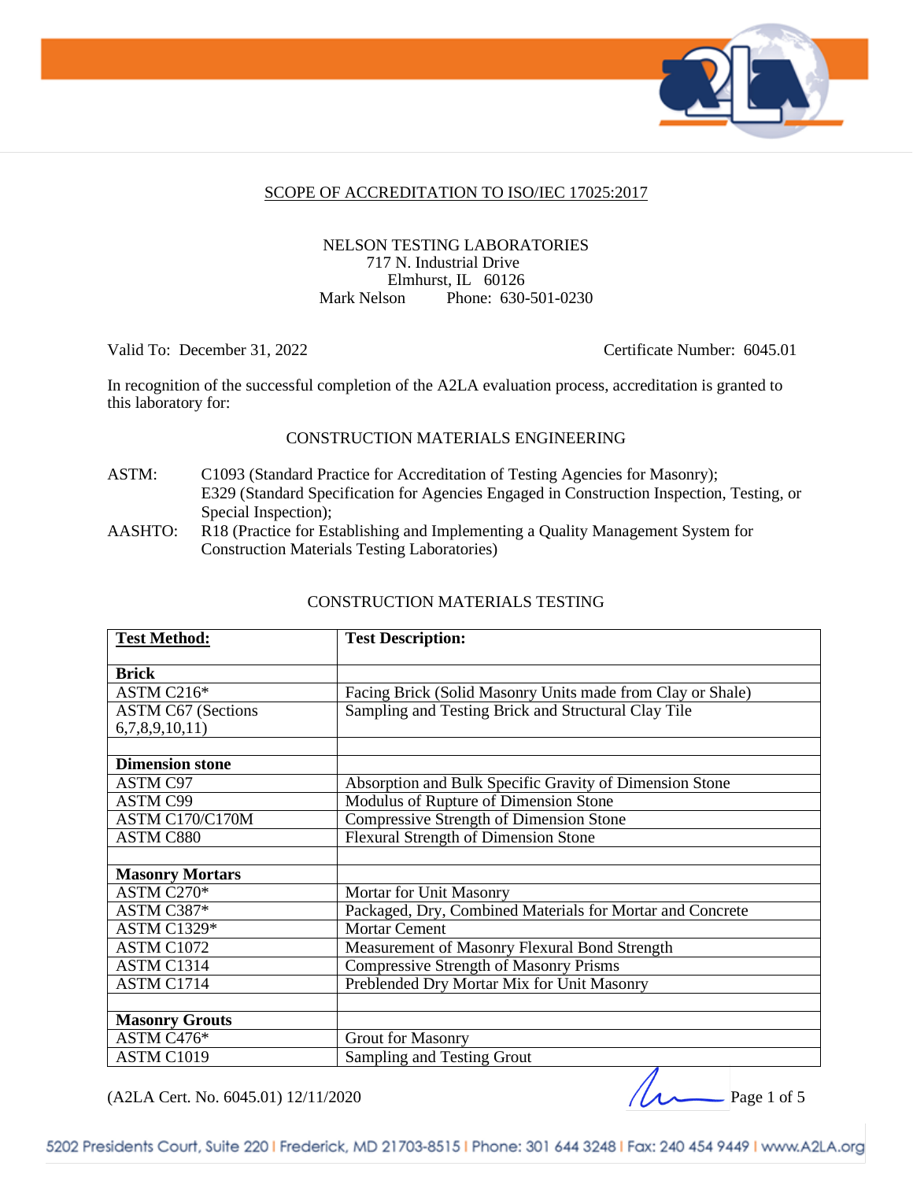## SCOPE OF ACCREDITATION TO ISO/IEC 17025:2017

NELSON TESTING LABORATORIES
717 N. Industrial Drive
Elmhurst, IL 60126
Mark Nelson Phone: 630-501-0230

Valid To: December 31, 2022 Certificate Number: 6045.01

In recognition of the successful completion of the A2LA evaluation process, accreditation is granted to this laboratory for:

### CONSTRUCTION MATERIALS ENGINEERING

ASTM: C1093 (Standard Practice for Accreditation of Testing Agencies for Masonry); E329 (Standard Specification for Agencies Engaged in Construction Inspection, Testing, or Special Inspection);

AASHTO: R18 (Practice for Establishing and Implementing a Quality Management System for Construction Materials Testing Laboratories)

### CONSTRUCTION MATERIALS TESTING

| Test Method: | Test Description: |
|---|---|
| **Brick** | |
| ASTM C216* | Facing Brick (Solid Masonry Units made from Clay or Shale) |
| ASTM C67 (Sections 6,7,8,9,10,11) | Sampling and Testing Brick and Structural Clay Tile |
| | |
| **Dimension stone** | |
| ASTM C97 | Absorption and Bulk Specific Gravity of Dimension Stone |
| ASTM C99 | Modulus of Rupture of Dimension Stone |
| ASTM C170/C170M | Compressive Strength of Dimension Stone |
| ASTM C880 | Flexural Strength of Dimension Stone |
| | |
| **Masonry Mortars** | |
| ASTM C270* | Mortar for Unit Masonry |
| ASTM C387* | Packaged, Dry, Combined Materials for Mortar and Concrete |
| ASTM C1329* | Mortar Cement |
| ASTM C1072 | Measurement of Masonry Flexural Bond Strength |
| ASTM C1314 | Compressive Strength of Masonry Prisms |
| ASTM C1714 | Preblended Dry Mortar Mix for Unit Masonry |
| | |
| **Masonry Grouts** | |
| ASTM C476* | Grout for Masonry |
| ASTM C1019 | Sampling and Testing Grout |

(A2LA Cert. No. 6045.01) 12/11/2020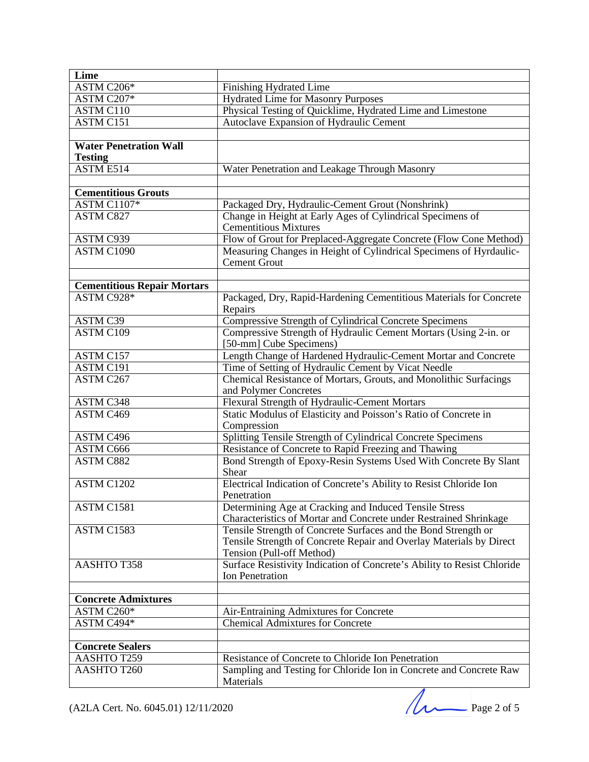| Lime | |
|---|---|
| ASTM C206* | Finishing Hydrated Lime |
| ASTM C207* | Hydrated Lime for Masonry Purposes |
| ASTM C110 | Physical Testing of Quicklime, Hydrated Lime and Limestone |
| ASTM C151 | Autoclave Expansion of Hydraulic Cement |
| | |
| **Water Penetration Wall Testing** | |
| ASTM E514 | Water Penetration and Leakage Through Masonry |
| | |
| **Cementitious Grouts** | |
| ASTM C1107* | Packaged Dry, Hydraulic-Cement Grout (Nonshrink) |
| ASTM C827 | Change in Height at Early Ages of Cylindrical Specimens of Cementitious Mixtures |
| ASTM C939 | Flow of Grout for Preplaced-Aggregate Concrete (Flow Cone Method) |
| ASTM C1090 | Measuring Changes in Height of Cylindrical Specimens of Hyrdaulic-Cement Grout |
| | |
| **Cementitious Repair Mortars** | |
| ASTM C928* | Packaged, Dry, Rapid-Hardening Cementitious Materials for Concrete Repairs |
| ASTM C39 | Compressive Strength of Cylindrical Concrete Specimens |
| ASTM C109 | Compressive Strength of Hydraulic Cement Mortars (Using 2-in. or [50-mm] Cube Specimens) |
| ASTM C157 | Length Change of Hardened Hydraulic-Cement Mortar and Concrete |
| ASTM C191 | Time of Setting of Hydraulic Cement by Vicat Needle |
| ASTM C267 | Chemical Resistance of Mortars, Grouts, and Monolithic Surfacings and Polymer Concretes |
| ASTM C348 | Flexural Strength of Hydraulic-Cement Mortars |
| ASTM C469 | Static Modulus of Elasticity and Poisson's Ratio of Concrete in Compression |
| ASTM C496 | Splitting Tensile Strength of Cylindrical Concrete Specimens |
| ASTM C666 | Resistance of Concrete to Rapid Freezing and Thawing |
| ASTM C882 | Bond Strength of Epoxy-Resin Systems Used With Concrete By Slant Shear |
| ASTM C1202 | Electrical Indication of Concrete's Ability to Resist Chloride Ion Penetration |
| ASTM C1581 | Determining Age at Cracking and Induced Tensile Stress Characteristics of Mortar and Concrete under Restrained Shrinkage |
| ASTM C1583 | Tensile Strength of Concrete Surfaces and the Bond Strength or Tensile Strength of Concrete Repair and Overlay Materials by Direct Tension (Pull-off Method) |
| AASHTO T358 | Surface Resistivity Indication of Concrete's Ability to Resist Chloride Ion Penetration |
| | |
| **Concrete Admixtures** | |
| ASTM C260* | Air-Entraining Admixtures for Concrete |
| ASTM C494* | Chemical Admixtures for Concrete |
| | |
| **Concrete Sealers** | |
| AASHTO T259 | Resistance of Concrete to Chloride Ion Penetration |
| AASHTO T260 | Sampling and Testing for Chloride Ion in Concrete and Concrete Raw Materials |

(A2LA Cert. No. 6045.01) 12/11/2020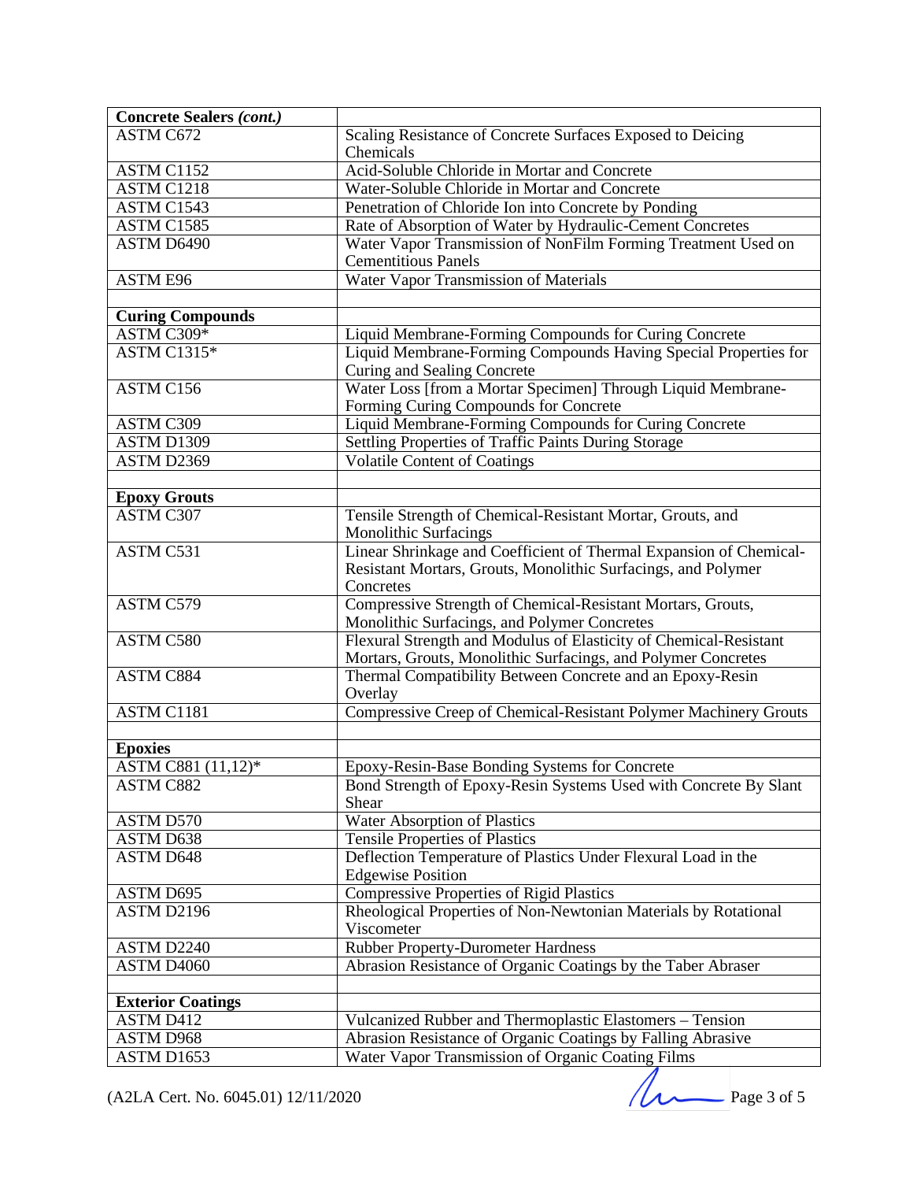| **Concrete Sealers *(cont.)*** | |
|---|---|
| ASTM C672 | Scaling Resistance of Concrete Surfaces Exposed to Deicing Chemicals |
| ASTM C1152 | Acid-Soluble Chloride in Mortar and Concrete |
| ASTM C1218 | Water-Soluble Chloride in Mortar and Concrete |
| ASTM C1543 | Penetration of Chloride Ion into Concrete by Ponding |
| ASTM C1585 | Rate of Absorption of Water by Hydraulic-Cement Concretes |
| ASTM D6490 | Water Vapor Transmission of NonFilm Forming Treatment Used on Cementitious Panels |
| ASTM E96 | Water Vapor Transmission of Materials |
| | |
| **Curing Compounds** | |
| ASTM C309* | Liquid Membrane-Forming Compounds for Curing Concrete |
| ASTM C1315* | Liquid Membrane-Forming Compounds Having Special Properties for Curing and Sealing Concrete |
| ASTM C156 | Water Loss [from a Mortar Specimen] Through Liquid Membrane-Forming Curing Compounds for Concrete |
| ASTM C309 | Liquid Membrane-Forming Compounds for Curing Concrete |
| ASTM D1309 | Settling Properties of Traffic Paints During Storage |
| ASTM D2369 | Volatile Content of Coatings |
| | |
| **Epoxy Grouts** | |
| ASTM C307 | Tensile Strength of Chemical-Resistant Mortar, Grouts, and Monolithic Surfacings |
| ASTM C531 | Linear Shrinkage and Coefficient of Thermal Expansion of Chemical-Resistant Mortars, Grouts, Monolithic Surfacings, and Polymer Concretes |
| ASTM C579 | Compressive Strength of Chemical-Resistant Mortars, Grouts, Monolithic Surfacings, and Polymer Concretes |
| ASTM C580 | Flexural Strength and Modulus of Elasticity of Chemical-Resistant Mortars, Grouts, Monolithic Surfacings, and Polymer Concretes |
| ASTM C884 | Thermal Compatibility Between Concrete and an Epoxy-Resin Overlay |
| ASTM C1181 | Compressive Creep of Chemical-Resistant Polymer Machinery Grouts |
| | |
| **Epoxies** | |
| ASTM C881 (11,12)* | Epoxy-Resin-Base Bonding Systems for Concrete |
| ASTM C882 | Bond Strength of Epoxy-Resin Systems Used with Concrete By Slant Shear |
| ASTM D570 | Water Absorption of Plastics |
| ASTM D638 | Tensile Properties of Plastics |
| ASTM D648 | Deflection Temperature of Plastics Under Flexural Load in the Edgewise Position |
| ASTM D695 | Compressive Properties of Rigid Plastics |
| ASTM D2196 | Rheological Properties of Non-Newtonian Materials by Rotational Viscometer |
| ASTM D2240 | Rubber Property-Durometer Hardness |
| ASTM D4060 | Abrasion Resistance of Organic Coatings by the Taber Abraser |
| | |
| **Exterior Coatings** | |
| ASTM D412 | Vulcanized Rubber and Thermoplastic Elastomers – Tension |
| ASTM D968 | Abrasion Resistance of Organic Coatings by Falling Abrasive |
| ASTM D1653 | Water Vapor Transmission of Organic Coating Films |

(A2LA Cert. No. 6045.01) 12/11/2020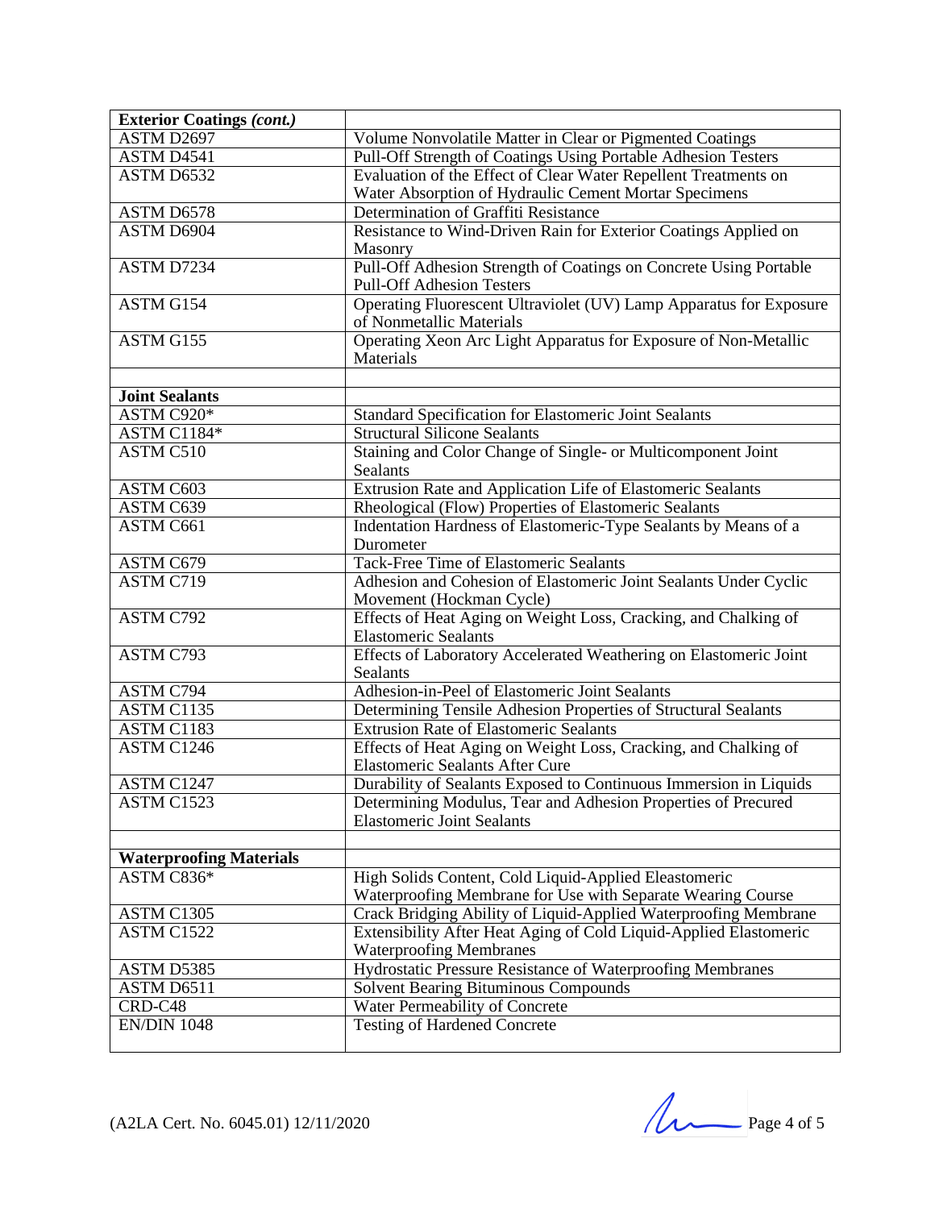| **Exterior Coatings *(cont.)*** | |
|---|---|
| ASTM D2697 | Volume Nonvolatile Matter in Clear or Pigmented Coatings |
| ASTM D4541 | Pull-Off Strength of Coatings Using Portable Adhesion Testers |
| ASTM D6532 | Evaluation of the Effect of Clear Water Repellent Treatments on Water Absorption of Hydraulic Cement Mortar Specimens |
| ASTM D6578 | Determination of Graffiti Resistance |
| ASTM D6904 | Resistance to Wind-Driven Rain for Exterior Coatings Applied on Masonry |
| ASTM D7234 | Pull-Off Adhesion Strength of Coatings on Concrete Using Portable Pull-Off Adhesion Testers |
| ASTM G154 | Operating Fluorescent Ultraviolet (UV) Lamp Apparatus for Exposure of Nonmetallic Materials |
| ASTM G155 | Operating Xeon Arc Light Apparatus for Exposure of Non-Metallic Materials |
| | |
| **Joint Sealants** | |
| ASTM C920* | Standard Specification for Elastomeric Joint Sealants |
| ASTM C1184* | Structural Silicone Sealants |
| ASTM C510 | Staining and Color Change of Single- or Multicomponent Joint Sealants |
| ASTM C603 | Extrusion Rate and Application Life of Elastomeric Sealants |
| ASTM C639 | Rheological (Flow) Properties of Elastomeric Sealants |
| ASTM C661 | Indentation Hardness of Elastomeric-Type Sealants by Means of a Durometer |
| ASTM C679 | Tack-Free Time of Elastomeric Sealants |
| ASTM C719 | Adhesion and Cohesion of Elastomeric Joint Sealants Under Cyclic Movement (Hockman Cycle) |
| ASTM C792 | Effects of Heat Aging on Weight Loss, Cracking, and Chalking of Elastomeric Sealants |
| ASTM C793 | Effects of Laboratory Accelerated Weathering on Elastomeric Joint Sealants |
| ASTM C794 | Adhesion-in-Peel of Elastomeric Joint Sealants |
| ASTM C1135 | Determining Tensile Adhesion Properties of Structural Sealants |
| ASTM C1183 | Extrusion Rate of Elastomeric Sealants |
| ASTM C1246 | Effects of Heat Aging on Weight Loss, Cracking, and Chalking of Elastomeric Sealants After Cure |
| ASTM C1247 | Durability of Sealants Exposed to Continuous Immersion in Liquids |
| ASTM C1523 | Determining Modulus, Tear and Adhesion Properties of Precured Elastomeric Joint Sealants |
| | |
| **Waterproofing Materials** | |
| ASTM C836* | High Solids Content, Cold Liquid-Applied Eleastomeric Waterproofing Membrane for Use with Separate Wearing Course |
| ASTM C1305 | Crack Bridging Ability of Liquid-Applied Waterproofing Membrane |
| ASTM C1522 | Extensibility After Heat Aging of Cold Liquid-Applied Elastomeric Waterproofing Membranes |
| ASTM D5385 | Hydrostatic Pressure Resistance of Waterproofing Membranes |
| ASTM D6511 | Solvent Bearing Bituminous Compounds |
| CRD-C48 | Water Permeability of Concrete |
| EN/DIN 1048 | Testing of Hardened Concrete |

(A2LA Cert. No. 6045.01) 12/11/2020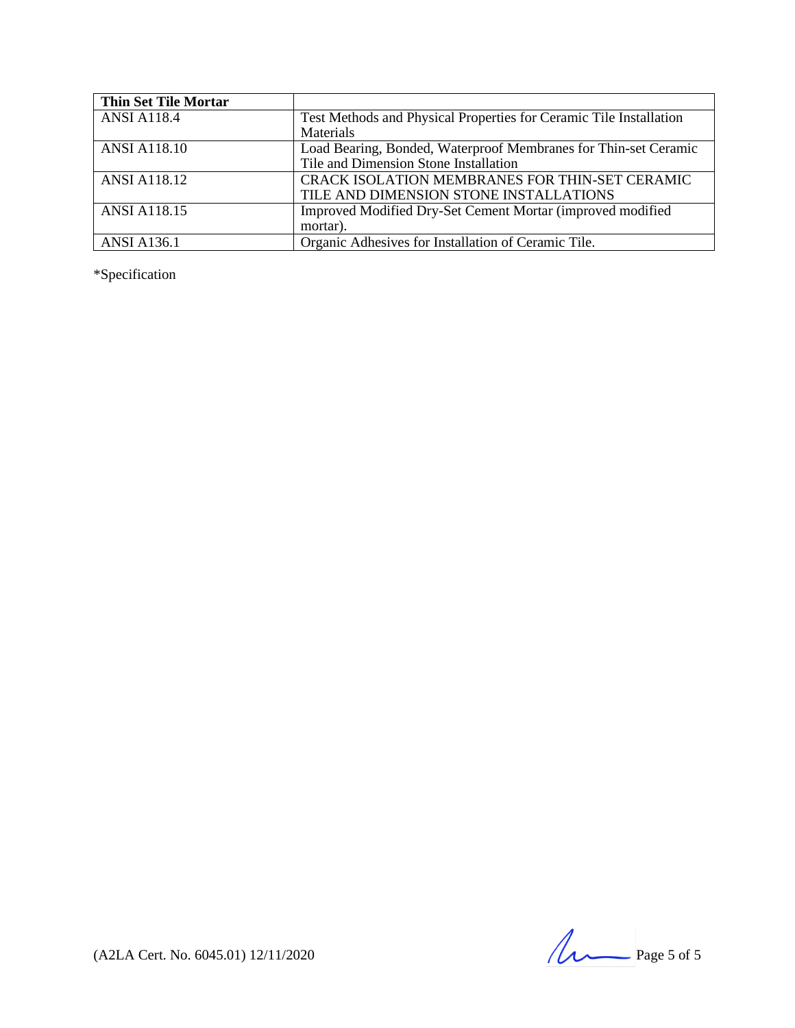| Thin Set Tile Mortar | |
|---|---|
| ANSI A118.4 | Test Methods and Physical Properties for Ceramic Tile Installation Materials |
| ANSI A118.10 | Load Bearing, Bonded, Waterproof Membranes for Thin-set Ceramic Tile and Dimension Stone Installation |
| ANSI A118.12 | CRACK ISOLATION MEMBRANES FOR THIN-SET CERAMIC TILE AND DIMENSION STONE INSTALLATIONS |
| ANSI A118.15 | Improved Modified Dry-Set Cement Mortar (improved modified mortar). |
| ANSI A136.1 | Organic Adhesives for Installation of Ceramic Tile. |

*Specification

(A2LA Cert. No. 6045.01) 12/11/2020